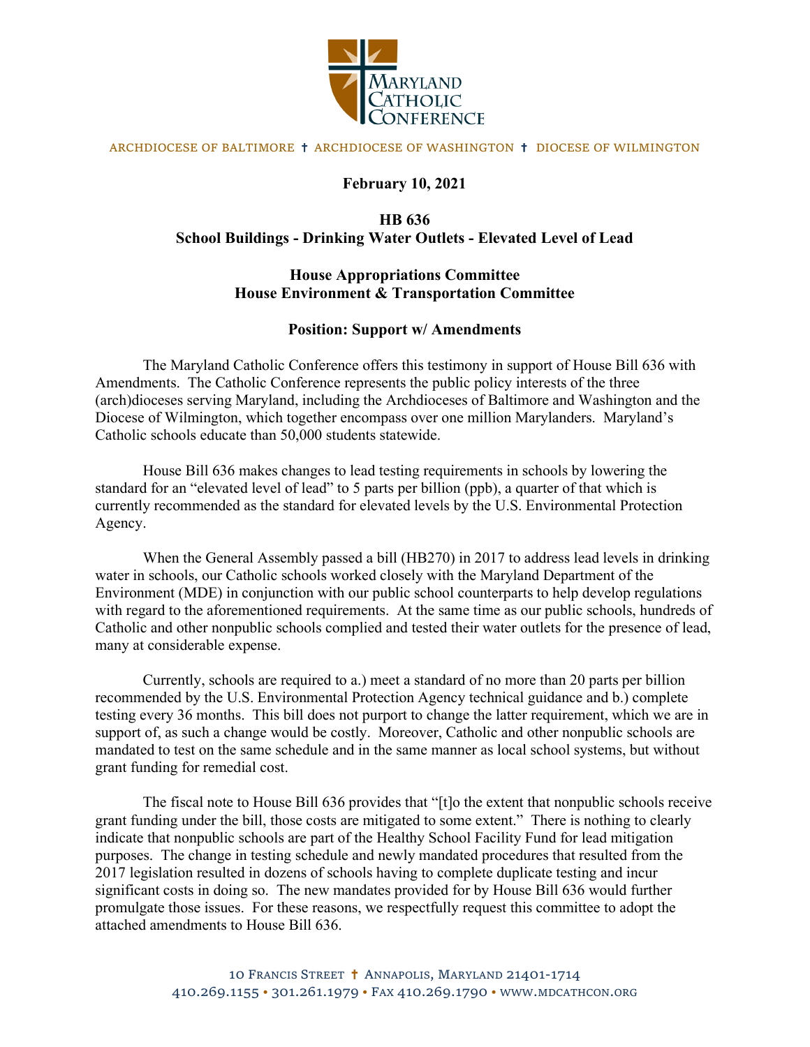MARYLAND CATHOLIC CONFERENCE

ARCHDIOCESE OF BALTIMORE † ARCHDIOCESE OF WASHINGTON † DIOCESE OF WILMINGTON

**February 10, 2021**

**HB 636**
**School Buildings - Drinking Water Outlets - Elevated Level of Lead**

**House Appropriations Committee**
**House Environment & Transportation Committee**

**Position: Support w/ Amendments**

The Maryland Catholic Conference offers this testimony in support of House Bill 636 with Amendments. The Catholic Conference represents the public policy interests of the three (arch)dioceses serving Maryland, including the Archdioceses of Baltimore and Washington and the Diocese of Wilmington, which together encompass over one million Marylanders. Maryland's Catholic schools educate than 50,000 students statewide.

House Bill 636 makes changes to lead testing requirements in schools by lowering the standard for an "elevated level of lead" to 5 parts per billion (ppb), a quarter of that which is currently recommended as the standard for elevated levels by the U.S. Environmental Protection Agency.

When the General Assembly passed a bill (HB270) in 2017 to address lead levels in drinking water in schools, our Catholic schools worked closely with the Maryland Department of the Environment (MDE) in conjunction with our public school counterparts to help develop regulations with regard to the aforementioned requirements. At the same time as our public schools, hundreds of Catholic and other nonpublic schools complied and tested their water outlets for the presence of lead, many at considerable expense.

Currently, schools are required to a.) meet a standard of no more than 20 parts per billion recommended by the U.S. Environmental Protection Agency technical guidance and b.) complete testing every 36 months. This bill does not purport to change the latter requirement, which we are in support of, as such a change would be costly. Moreover, Catholic and other nonpublic schools are mandated to test on the same schedule and in the same manner as local school systems, but without grant funding for remedial cost.

The fiscal note to House Bill 636 provides that "[t]o the extent that nonpublic schools receive grant funding under the bill, those costs are mitigated to some extent." There is nothing to clearly indicate that nonpublic schools are part of the Healthy School Facility Fund for lead mitigation purposes. The change in testing schedule and newly mandated procedures that resulted from the 2017 legislation resulted in dozens of schools having to complete duplicate testing and incur significant costs in doing so. The new mandates provided for by House Bill 636 would further promulgate those issues. For these reasons, we respectfully request this committee to adopt the attached amendments to House Bill 636.

10 Francis Street † Annapolis, Maryland 21401-1714
410.269.1155 • 301.261.1979 • Fax 410.269.1790 • www.mdcathcon.org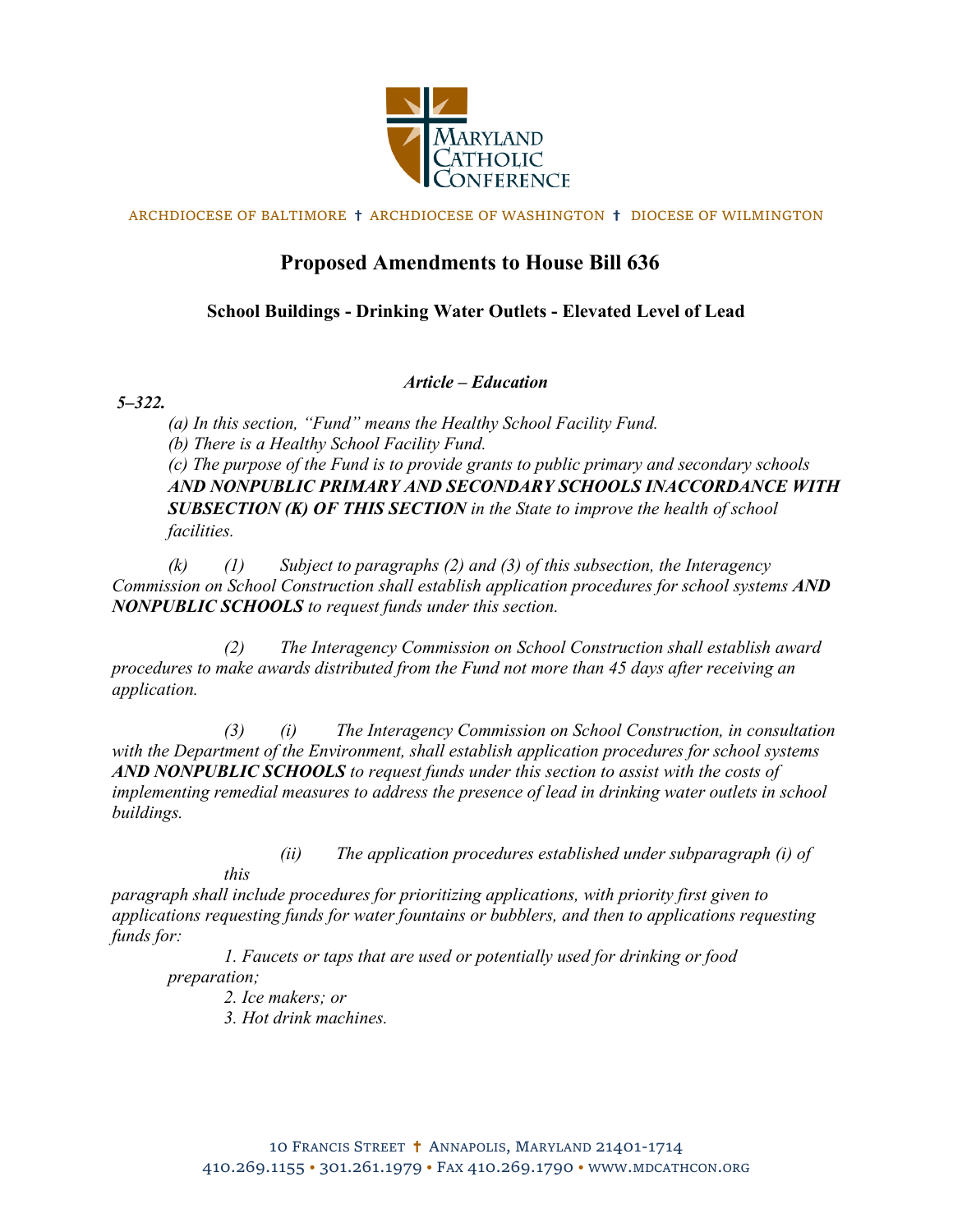MARYLAND CATHOLIC CONFERENCE

ARCHDIOCESE OF BALTIMORE † ARCHDIOCESE OF WASHINGTON † DIOCESE OF WILMINGTON

## Proposed Amendments to House Bill 636

### School Buildings - Drinking Water Outlets - Elevated Level of Lead

***Article – Education***

***5–322.***

*(a) In this section, "Fund" means the Healthy School Facility Fund.*

*(b) There is a Healthy School Facility Fund.*

*(c) The purpose of the Fund is to provide grants to public primary and secondary schools* ***AND NONPUBLIC PRIMARY AND SECONDARY SCHOOLS INACCORDANCE WITH SUBSECTION (K) OF THIS SECTION*** *in the State to improve the health of school facilities.*

*(k) (1) Subject to paragraphs (2) and (3) of this subsection, the Interagency Commission on School Construction shall establish application procedures for school systems* ***AND NONPUBLIC SCHOOLS*** *to request funds under this section.*

*(2) The Interagency Commission on School Construction shall establish award procedures to make awards distributed from the Fund not more than 45 days after receiving an application.*

*(3) (i) The Interagency Commission on School Construction, in consultation with the Department of the Environment, shall establish application procedures for school systems* ***AND NONPUBLIC SCHOOLS*** *to request funds under this section to assist with the costs of implementing remedial measures to address the presence of lead in drinking water outlets in school buildings.*

*(ii) The application procedures established under subparagraph (i) of this paragraph shall include procedures for prioritizing applications, with priority first given to applications requesting funds for water fountains or bubblers, and then to applications requesting funds for:*

*1. Faucets or taps that are used or potentially used for drinking or food preparation;*

*2. Ice makers; or*

*3. Hot drink machines.*

10 FRANCIS STREET † ANNAPOLIS, MARYLAND 21401-1714
410.269.1155 • 301.261.1979 • FAX 410.269.1790 • WWW.MDCATHCON.ORG